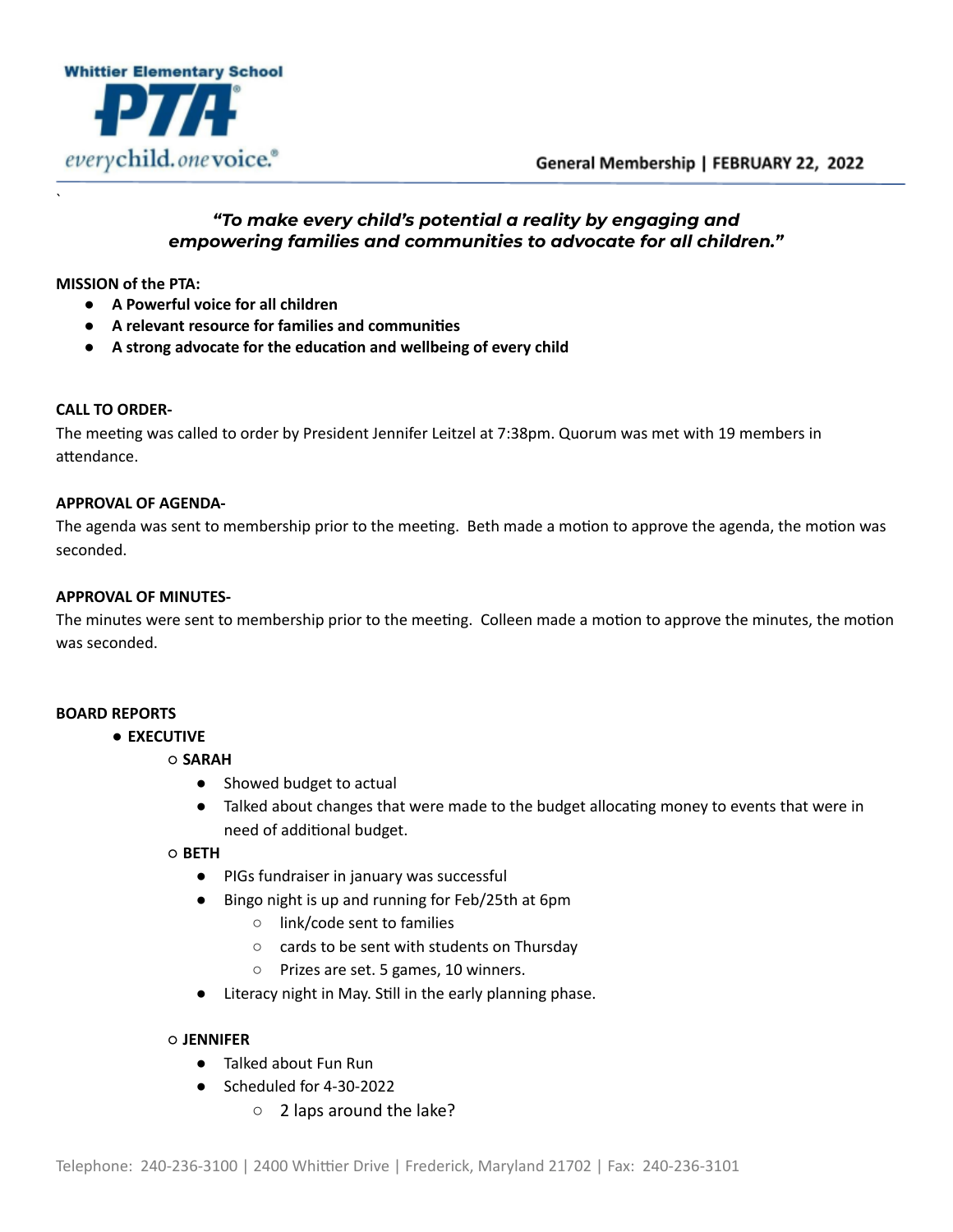Whittier Elementary School PTA

everychild. onevoice.®

General Membership | FEBRUARY 22, 2022

`

***"To make every child's potential a reality by engaging and empowering families and communities to advocate for all children."***

**MISSION of the PTA:**

- **A Powerful voice for all children**
- **A relevant resource for families and communities**
- **A strong advocate for the education and wellbeing of every child**

**CALL TO ORDER-**

The meeting was called to order by President Jennifer Leitzel at 7:38pm. Quorum was met with 19 members in attendance.

**APPROVAL OF AGENDA-**

The agenda was sent to membership prior to the meeting. Beth made a motion to approve the agenda, the motion was seconded.

**APPROVAL OF MINUTES-**

The minutes were sent to membership prior to the meeting. Colleen made a motion to approve the minutes, the motion was seconded.

**BOARD REPORTS**

- **EXECUTIVE**
  - **SARAH**
    - Showed budget to actual
    - Talked about changes that were made to the budget allocating money to events that were in need of additional budget.
  - **BETH**
    - PIGs fundraiser in january was successful
    - Bingo night is up and running for Feb/25th at 6pm
      - link/code sent to families
      - cards to be sent with students on Thursday
      - Prizes are set. 5 games, 10 winners.
    - Literacy night in May. Still in the early planning phase.
  - **JENNIFER**
    - Talked about Fun Run
    - Scheduled for 4-30-2022
      - 2 laps around the lake?

Telephone: 240-236-3100 | 2400 Whittier Drive | Frederick, Maryland 21702 | Fax: 240-236-3101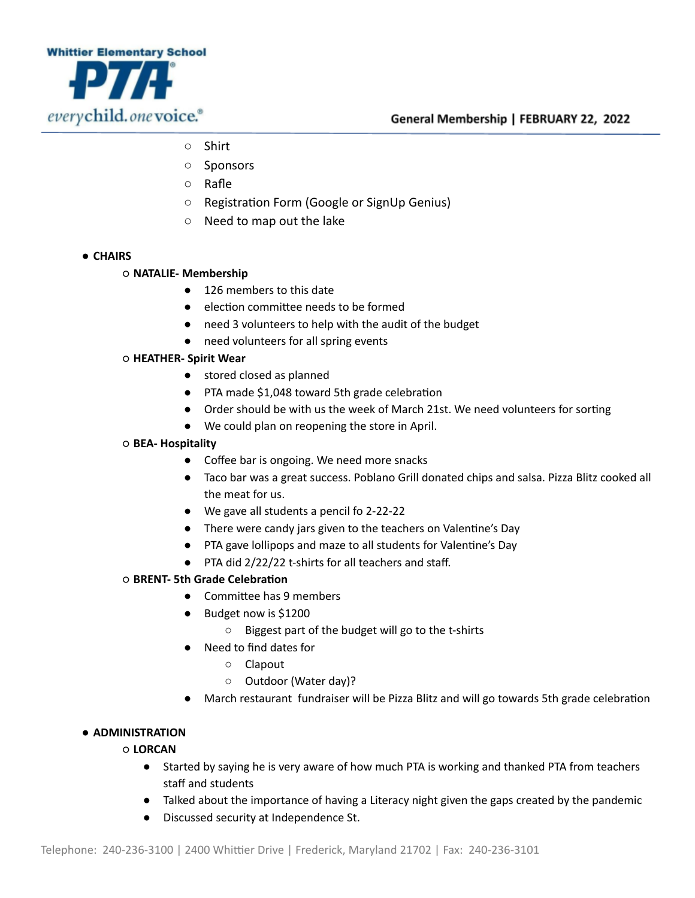- Shirt
- Sponsors
- Rafle
- Registration Form (Google or SignUp Genius)
- Need to map out the lake

- **CHAIRS**
  - **NATALIE- Membership**
    - 126 members to this date
    - election committee needs to be formed
    - need 3 volunteers to help with the audit of the budget
    - need volunteers for all spring events
  - **HEATHER- Spirit Wear**
    - stored closed as planned
    - PTA made $1,048 toward 5th grade celebration
    - Order should be with us the week of March 21st. We need volunteers for sorting
    - We could plan on reopening the store in April.
  - **BEA- Hospitality**
    - Coffee bar is ongoing. We need more snacks
    - Taco bar was a great success. Poblano Grill donated chips and salsa. Pizza Blitz cooked all the meat for us.
    - We gave all students a pencil fo 2-22-22
    - There were candy jars given to the teachers on Valentine's Day
    - PTA gave lollipops and maze to all students for Valentine's Day
    - PTA did 2/22/22 t-shirts for all teachers and staff.
  - **BRENT- 5th Grade Celebration**
    - Committee has 9 members
    - Budget now is $1200
      - Biggest part of the budget will go to the t-shirts
    - Need to find dates for
      - Clapout
      - Outdoor (Water day)?
    - March restaurant fundraiser will be Pizza Blitz and will go towards 5th grade celebration

- **ADMINISTRATION**
  - **LORCAN**
    - Started by saying he is very aware of how much PTA is working and thanked PTA from teachers staff and students
    - Talked about the importance of having a Literacy night given the gaps created by the pandemic
    - Discussed security at Independence St.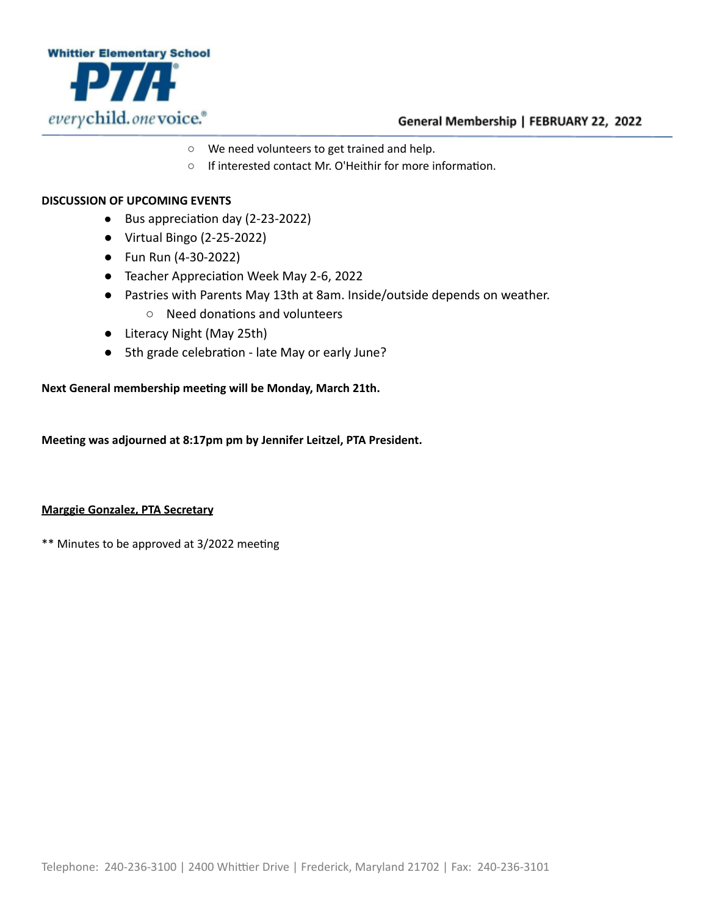- We need volunteers to get trained and help.
    - If interested contact Mr. O'Heithir for more information.

**DISCUSSION OF UPCOMING EVENTS**

- Bus appreciation day (2-23-2022)
- Virtual Bingo (2-25-2022)
- Fun Run (4-30-2022)
- Teacher Appreciation Week May 2-6, 2022
- Pastries with Parents May 13th at 8am. Inside/outside depends on weather.
    - Need donations and volunteers
- Literacy Night (May 25th)
- 5th grade celebration - late May or early June?

**Next General membership meeting will be Monday, March 21th.**

**Meeting was adjourned at 8:17pm pm by Jennifer Leitzel, PTA President.**

**Marggie Gonzalez, PTA Secretary**

** Minutes to be approved at 3/2022 meeting